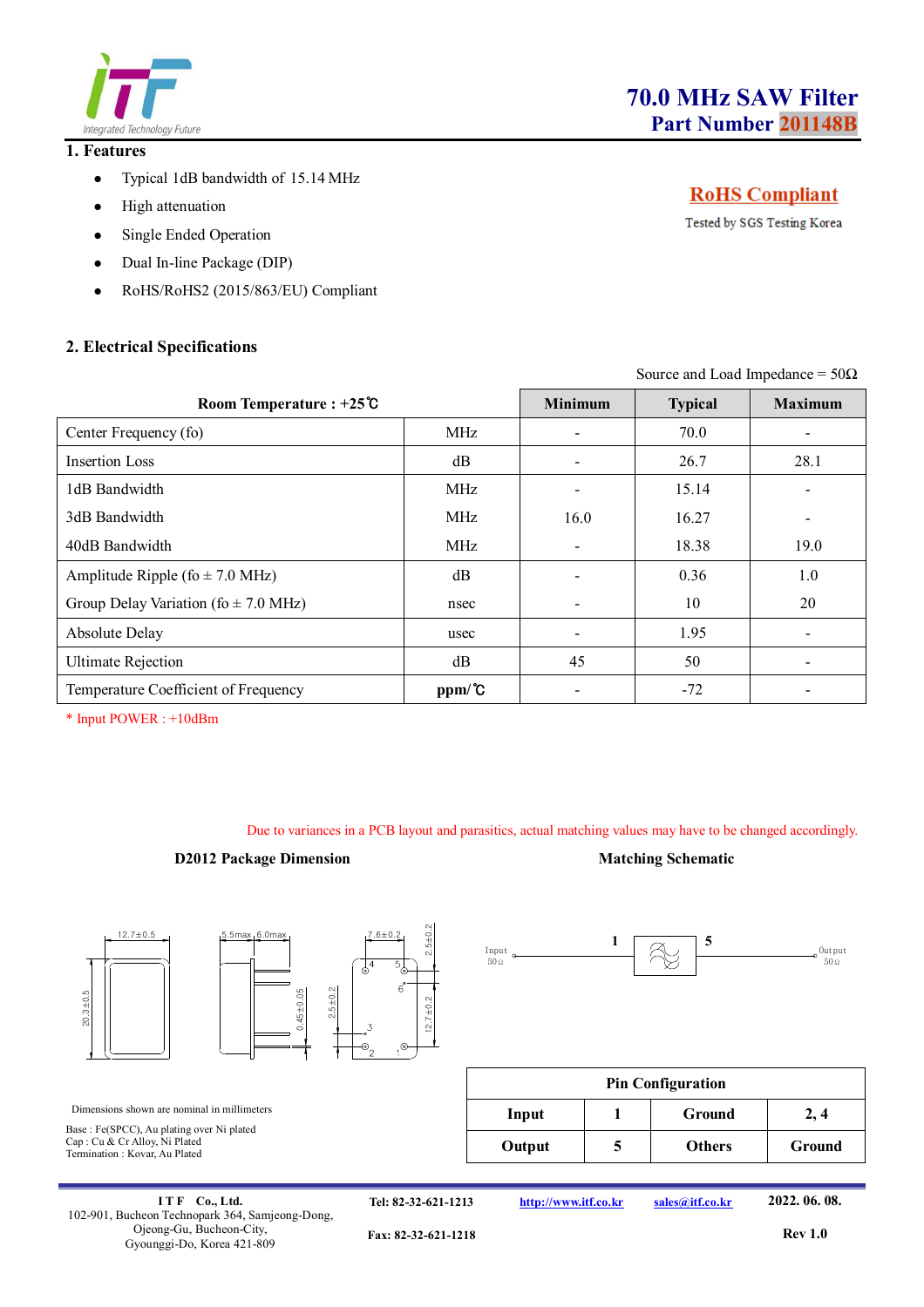# 70.0 MHz SAW Filter

## Part Number 201148B

**RoHS Compliant**

Tested by SGS Testing Korea

## 1. Features

- Typical 1dB bandwidth of 15.14 MHz
- High attenuation
- Single Ended Operation
- Dual In-line Package (DIP)
- RoHS/RoHS2 (2015/863/EU) Compliant

## 2. Electrical Specifications

Source and Load Impedance = 50Ω

| Room Temperature : +25℃ | | Minimum | Typical | Maximum |
|---|---|---|---|---|
| Center Frequency (fo) | MHz | - | 70.0 | - |
| Insertion Loss | dB | - | 26.7 | 28.1 |
| 1dB Bandwidth | MHz | - | 15.14 | - |
| 3dB Bandwidth | MHz | 16.0 | 16.27 | - |
| 40dB Bandwidth | MHz | - | 18.38 | 19.0 |
| Amplitude Ripple (fo ± 7.0 MHz) | dB | - | 0.36 | 1.0 |
| Group Delay Variation (fo ± 7.0 MHz) | nsec | - | 10 | 20 |
| Absolute Delay | usec | - | 1.95 | - |
| Ultimate Rejection | dB | 45 | 50 | - |
| Temperature Coefficient of Frequency | ppm/℃ | - | -72 | - |

\* Input POWER : +10dBm

Due to variances in a PCB layout and parasitics, actual matching values may have to be changed accordingly.

**D2012 Package Dimension**

12.7±0.5, 20.3±0.5, 5.5max, 6.0max, 0.45±0.05, 7.6±0.2, 2.5±0.2, 2.5±0.2, 12.7±0.2

Dimensions shown are nominal in millimeters

Base : Fe(SPCC), Au plating over Ni plated
Cap : Cu & Cr Alloy, Ni Plated
Termination : Kovar, Au Plated

**Matching Schematic**

Input 50Ω — 1 — [SAW] — 5 — Output 50Ω

| Pin Configuration | | | |
|---|---|---|---|
| Input | 1 | Ground | 2, 4 |
| Output | 5 | Others | Ground |

---

I T F Co., Ltd.
102-901, Bucheon Technopark 364, Samjeong-Dong, Ojeong-Gu, Bucheon-City, Gyounggi-Do, Korea 421-809

Tel: 82-32-621-1213
Fax: 82-32-621-1218

http://www.itf.co.kr
sales@itf.co.kr

2022. 06. 08.
Rev 1.0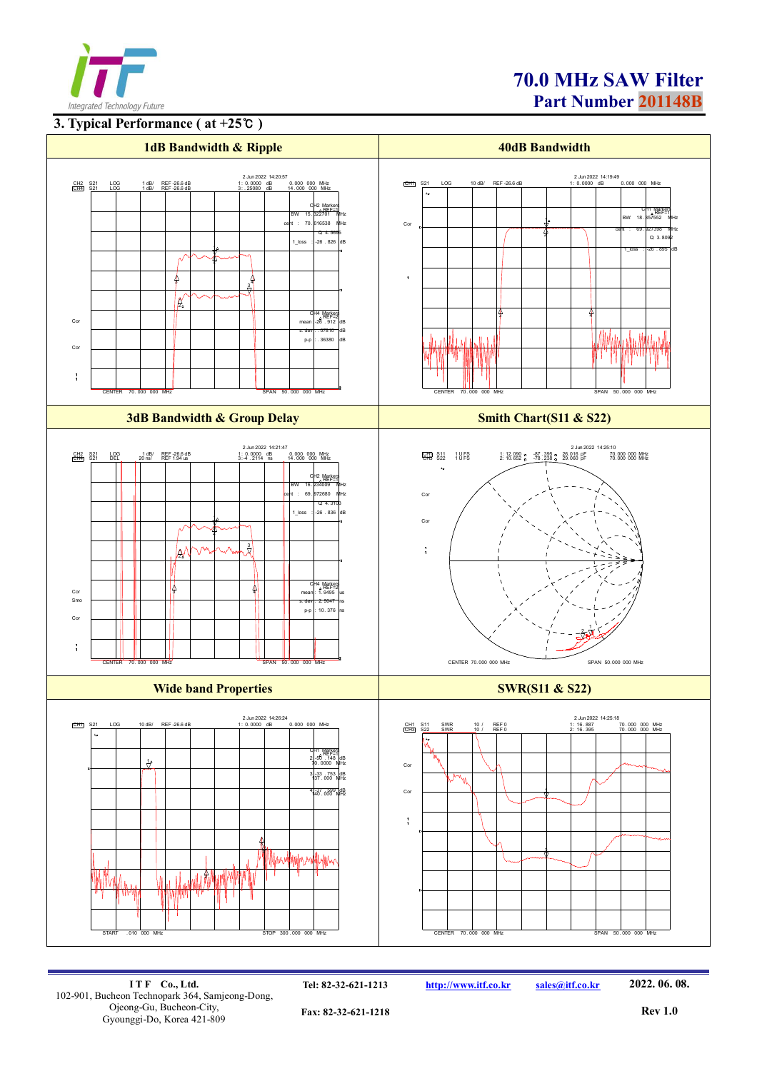# 70.0 MHz SAW Filter

## Part Number 201148B

### 3. Typical Performance ( at +25℃ )

| 1dB Bandwidth & Ripple | 40dB Bandwidth |
|---|---|
| CH2 S21 LOG 1 dB/ REF -26.6 dB<br>CH4 S21 LOG 1 dB/ REF -26.6 dB<br>2 Jun 2022 14:20:57<br>1: 0.0000 dB 0.000 000 MHz<br>3: .25080 dB 14.000 000 MHz<br>CH2 Markers REF=1<br>BW 15.322701 MHz<br>cent: 70.016538 MHz<br>Q: 4.5695<br>1_loss: -26.826 dB<br>CH4 Markers REF=2<br>mean: -26.912 dB<br>s.dev: .07810 dB<br>p-p: .36380 dB<br>CENTER 70.000 000 MHz SPAN 50.000 000 MHz | CH1 S21 LOG 10 dB/ REF -26.6 dB<br>2 Jun 2022 14:19:49<br>1: 0.0000 dB 0.000 000 MHz<br>CH1 Markers REF=1<br>BW 18.357552 MHz<br>cent: 69.927398 MHz<br>Q: 3.8092<br>1_loss: -26.895 dB<br>CENTER 70.000 000 MHz SPAN 50.000 000 MHz |

| 3dB Bandwidth & Group Delay | Smith Chart(S11 & S22) |
|---|---|
| CH2 S21 LOG 1 dB/ REF -26.6 dB<br>CH4 S21 DEL 20 ns/ REF 1.94 us<br>2 Jun 2022 14:21:47<br>1: 0.0000 dB 0.000 000 MHz<br>3: -4.2114 ns 14.000 000 MHz<br>CH2 Markers REF=1<br>BW 16.234009 MHz<br>cent: 69.972680 MHz<br>Q: 4.3103<br>1_loss: -26.836 dB<br>CH4 Markers REF=2<br>mean: 1.9495 us<br>s.dev: 2.9047 ns<br>p-p: 10.376 ns<br>CENTER 70.000 000 MHz SPAN 50.000 000 MHz | CH1 S11 1 U FS<br>CH3 S22 1 U FS<br>2 Jun 2022 14:25:10<br>1: 12.090 Ω -87.395 Ω 26.016 pF 70.000 000 MHz<br>2: 10.652 Ω -78.238 Ω 29.060 pF 70.000 000 MHz<br>CENTER 70.000 000 MHz SPAN 50.000 000 MHz |

| Wide band Properties | SWR(S11 & S22) |
|---|---|
| CH1 S21 LOG 10 dB/ REF -26.6 dB<br>2 Jun 2022 14:26:24<br>1: 0.0000 dB 0.000 000 MHz<br>CH1 Markers REF=1<br>2: -55.148 dB 70.0000 MHz<br>3: -33.753 dB 137.000 MHz<br>4: ... dB 140.000 MHz<br>START .010 000 MHz STOP 300.000 000 MHz | CH1 S11 SWR 10 / REF 0<br>CH3 S22 SWR 10 / REF 0<br>2 Jun 2022 14:25:18<br>1: 16.887 70.000 000 MHz<br>2: 16.395 70.000 000 MHz<br>CENTER 70.000 000 MHz SPAN 50.000 000 MHz |

---

**I T F Co., Ltd.**
102-901, Bucheon Technopark 364, Samjeong-Dong, Ojeong-Gu, Bucheon-City, Gyounggi-Do, Korea 421-809

Tel: 82-32-621-1213
Fax: 82-32-621-1218

http://www.itf.co.kr  sales@itf.co.kr

2022. 06. 08.
Rev 1.0